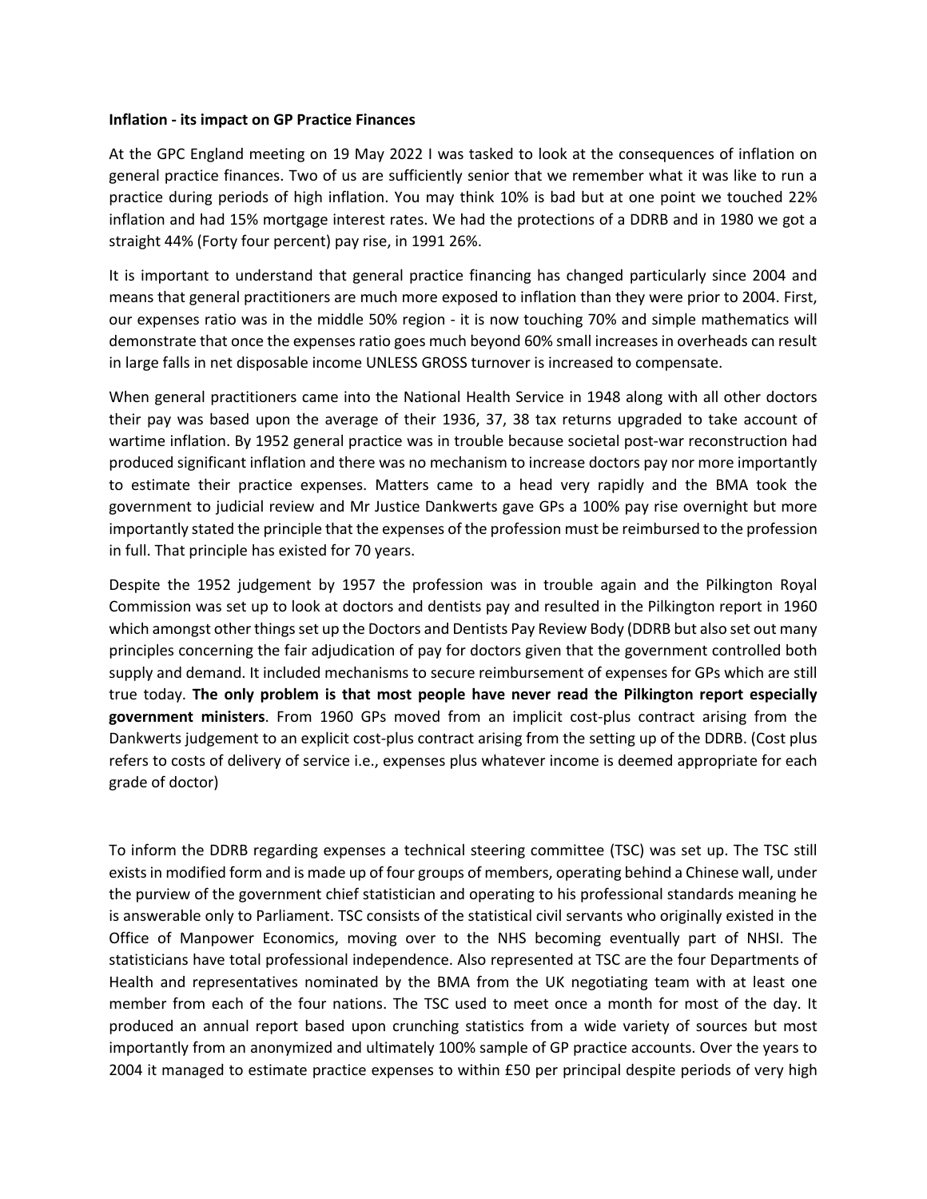**Inflation - its impact on GP Practice Finances**

At the GPC England meeting on 19 May 2022 I was tasked to look at the consequences of inflation on general practice finances. Two of us are sufficiently senior that we remember what it was like to run a practice during periods of high inflation. You may think 10% is bad but at one point we touched 22% inflation and had 15% mortgage interest rates. We had the protections of a DDRB and in 1980 we got a straight 44% (Forty four percent) pay rise, in 1991 26%.

It is important to understand that general practice financing has changed particularly since 2004 and means that general practitioners are much more exposed to inflation than they were prior to 2004. First, our expenses ratio was in the middle 50% region - it is now touching 70% and simple mathematics will demonstrate that once the expenses ratio goes much beyond 60% small increases in overheads can result in large falls in net disposable income UNLESS GROSS turnover is increased to compensate.

When general practitioners came into the National Health Service in 1948 along with all other doctors their pay was based upon the average of their 1936, 37, 38 tax returns upgraded to take account of wartime inflation. By 1952 general practice was in trouble because societal post-war reconstruction had produced significant inflation and there was no mechanism to increase doctors pay nor more importantly to estimate their practice expenses. Matters came to a head very rapidly and the BMA took the government to judicial review and Mr Justice Dankwerts gave GPs a 100% pay rise overnight but more importantly stated the principle that the expenses of the profession must be reimbursed to the profession in full. That principle has existed for 70 years.

Despite the 1952 judgement by 1957 the profession was in trouble again and the Pilkington Royal Commission was set up to look at doctors and dentists pay and resulted in the Pilkington report in 1960 which amongst other things set up the Doctors and Dentists Pay Review Body (DDRB but also set out many principles concerning the fair adjudication of pay for doctors given that the government controlled both supply and demand. It included mechanisms to secure reimbursement of expenses for GPs which are still true today. **The only problem is that most people have never read the Pilkington report especially government ministers**. From 1960 GPs moved from an implicit cost-plus contract arising from the Dankwerts judgement to an explicit cost-plus contract arising from the setting up of the DDRB. (Cost plus refers to costs of delivery of service i.e., expenses plus whatever income is deemed appropriate for each grade of doctor)

To inform the DDRB regarding expenses a technical steering committee (TSC) was set up. The TSC still exists in modified form and is made up of four groups of members, operating behind a Chinese wall, under the purview of the government chief statistician and operating to his professional standards meaning he is answerable only to Parliament. TSC consists of the statistical civil servants who originally existed in the Office of Manpower Economics, moving over to the NHS becoming eventually part of NHSI. The statisticians have total professional independence. Also represented at TSC are the four Departments of Health and representatives nominated by the BMA from the UK negotiating team with at least one member from each of the four nations. The TSC used to meet once a month for most of the day. It produced an annual report based upon crunching statistics from a wide variety of sources but most importantly from an anonymized and ultimately 100% sample of GP practice accounts. Over the years to 2004 it managed to estimate practice expenses to within £50 per principal despite periods of very high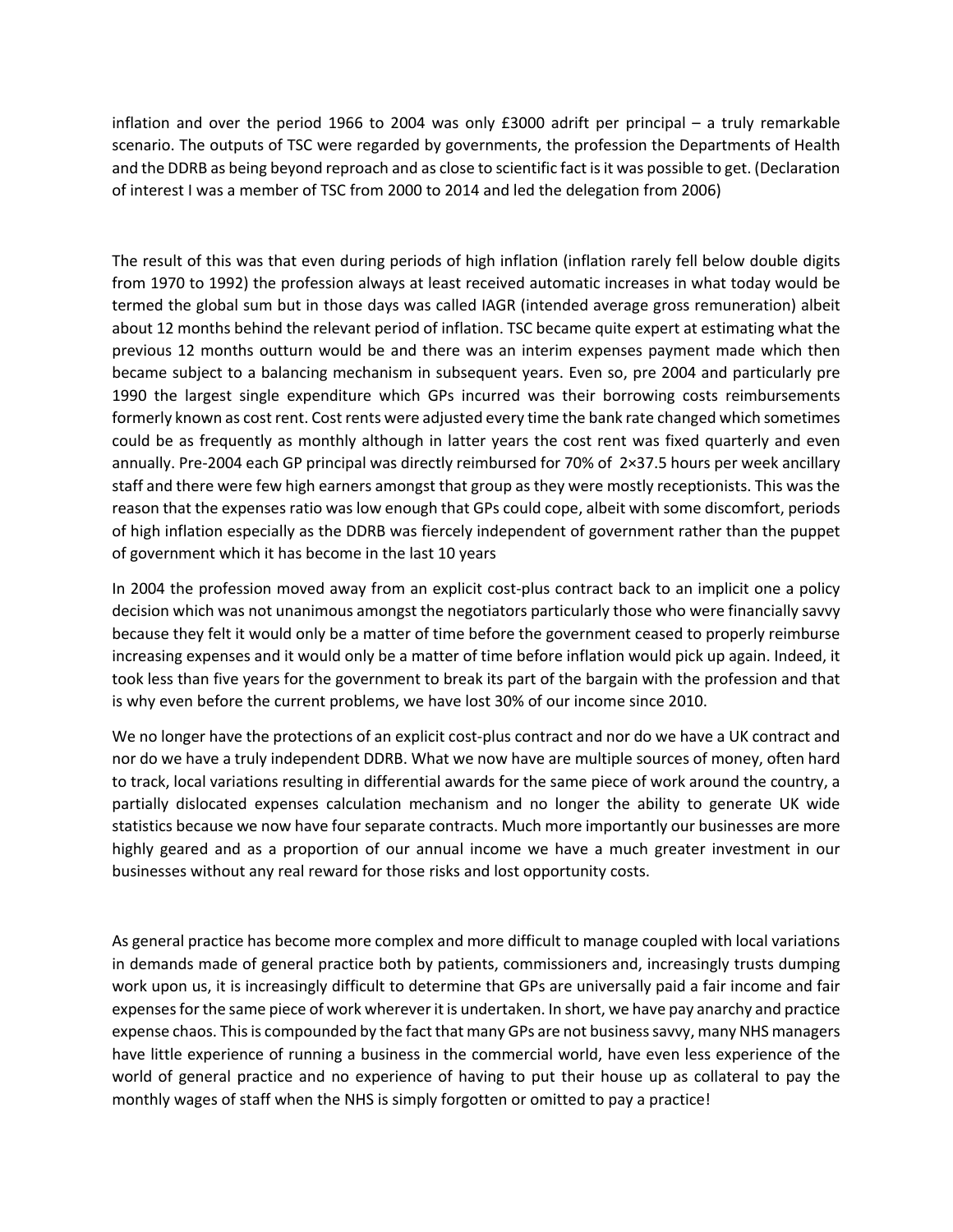inflation and over the period 1966 to 2004 was only £3000 adrift per principal – a truly remarkable scenario. The outputs of TSC were regarded by governments, the profession the Departments of Health and the DDRB as being beyond reproach and as close to scientific fact is it was possible to get. (Declaration of interest I was a member of TSC from 2000 to 2014 and led the delegation from 2006)

The result of this was that even during periods of high inflation (inflation rarely fell below double digits from 1970 to 1992) the profession always at least received automatic increases in what today would be termed the global sum but in those days was called IAGR (intended average gross remuneration) albeit about 12 months behind the relevant period of inflation. TSC became quite expert at estimating what the previous 12 months outturn would be and there was an interim expenses payment made which then became subject to a balancing mechanism in subsequent years. Even so, pre 2004 and particularly pre 1990 the largest single expenditure which GPs incurred was their borrowing costs reimbursements formerly known as cost rent. Cost rents were adjusted every time the bank rate changed which sometimes could be as frequently as monthly although in latter years the cost rent was fixed quarterly and even annually. Pre-2004 each GP principal was directly reimbursed for 70% of 2×37.5 hours per week ancillary staff and there were few high earners amongst that group as they were mostly receptionists. This was the reason that the expenses ratio was low enough that GPs could cope, albeit with some discomfort, periods of high inflation especially as the DDRB was fiercely independent of government rather than the puppet of government which it has become in the last 10 years

In 2004 the profession moved away from an explicit cost-plus contract back to an implicit one a policy decision which was not unanimous amongst the negotiators particularly those who were financially savvy because they felt it would only be a matter of time before the government ceased to properly reimburse increasing expenses and it would only be a matter of time before inflation would pick up again. Indeed, it took less than five years for the government to break its part of the bargain with the profession and that is why even before the current problems, we have lost 30% of our income since 2010.

We no longer have the protections of an explicit cost-plus contract and nor do we have a UK contract and nor do we have a truly independent DDRB. What we now have are multiple sources of money, often hard to track, local variations resulting in differential awards for the same piece of work around the country, a partially dislocated expenses calculation mechanism and no longer the ability to generate UK wide statistics because we now have four separate contracts. Much more importantly our businesses are more highly geared and as a proportion of our annual income we have a much greater investment in our businesses without any real reward for those risks and lost opportunity costs.

As general practice has become more complex and more difficult to manage coupled with local variations in demands made of general practice both by patients, commissioners and, increasingly trusts dumping work upon us, it is increasingly difficult to determine that GPs are universally paid a fair income and fair expenses for the same piece of work wherever it is undertaken. In short, we have pay anarchy and practice expense chaos. This is compounded by the fact that many GPs are not business savvy, many NHS managers have little experience of running a business in the commercial world, have even less experience of the world of general practice and no experience of having to put their house up as collateral to pay the monthly wages of staff when the NHS is simply forgotten or omitted to pay a practice!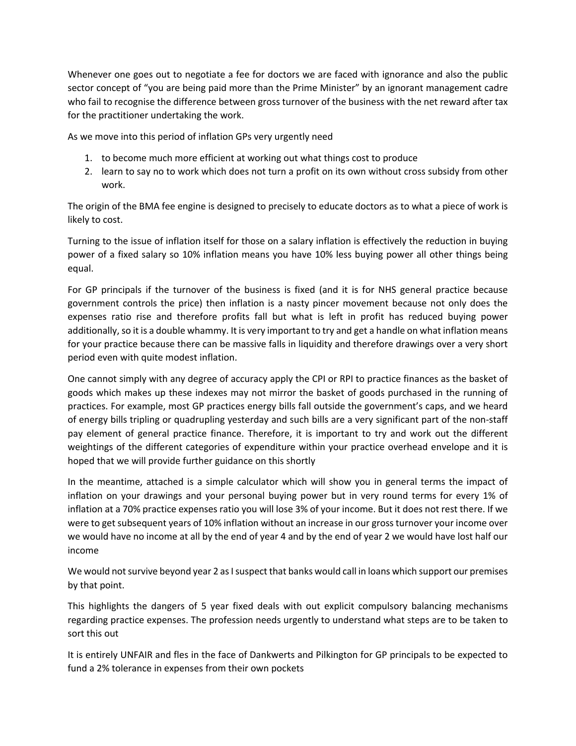Whenever one goes out to negotiate a fee for doctors we are faced with ignorance and also the public sector concept of "you are being paid more than the Prime Minister" by an ignorant management cadre who fail to recognise the difference between gross turnover of the business with the net reward after tax for the practitioner undertaking the work.

As we move into this period of inflation GPs very urgently need

1. to become much more efficient at working out what things cost to produce
2. learn to say no to work which does not turn a profit on its own without cross subsidy from other work.

The origin of the BMA fee engine is designed to precisely to educate doctors as to what a piece of work is likely to cost.

Turning to the issue of inflation itself for those on a salary inflation is effectively the reduction in buying power of a fixed salary so 10% inflation means you have 10% less buying power all other things being equal.

For GP principals if the turnover of the business is fixed (and it is for NHS general practice because government controls the price) then inflation is a nasty pincer movement because not only does the expenses ratio rise and therefore profits fall but what is left in profit has reduced buying power additionally, so it is a double whammy. It is very important to try and get a handle on what inflation means for your practice because there can be massive falls in liquidity and therefore drawings over a very short period even with quite modest inflation.

One cannot simply with any degree of accuracy apply the CPI or RPI to practice finances as the basket of goods which makes up these indexes may not mirror the basket of goods purchased in the running of practices. For example, most GP practices energy bills fall outside the government's caps, and we heard of energy bills tripling or quadrupling yesterday and such bills are a very significant part of the non-staff pay element of general practice finance. Therefore, it is important to try and work out the different weightings of the different categories of expenditure within your practice overhead envelope and it is hoped that we will provide further guidance on this shortly

In the meantime, attached is a simple calculator which will show you in general terms the impact of inflation on your drawings and your personal buying power but in very round terms for every 1% of inflation at a 70% practice expenses ratio you will lose 3% of your income. But it does not rest there. If we were to get subsequent years of 10% inflation without an increase in our gross turnover your income over we would have no income at all by the end of year 4 and by the end of year 2 we would have lost half our income

We would not survive beyond year 2 as I suspect that banks would call in loans which support our premises by that point.

This highlights the dangers of 5 year fixed deals with out explicit compulsory balancing mechanisms regarding practice expenses. The profession needs urgently to understand what steps are to be taken to sort this out

It is entirely UNFAIR and fles in the face of Dankwerts and Pilkington for GP principals to be expected to fund a 2% tolerance in expenses from their own pockets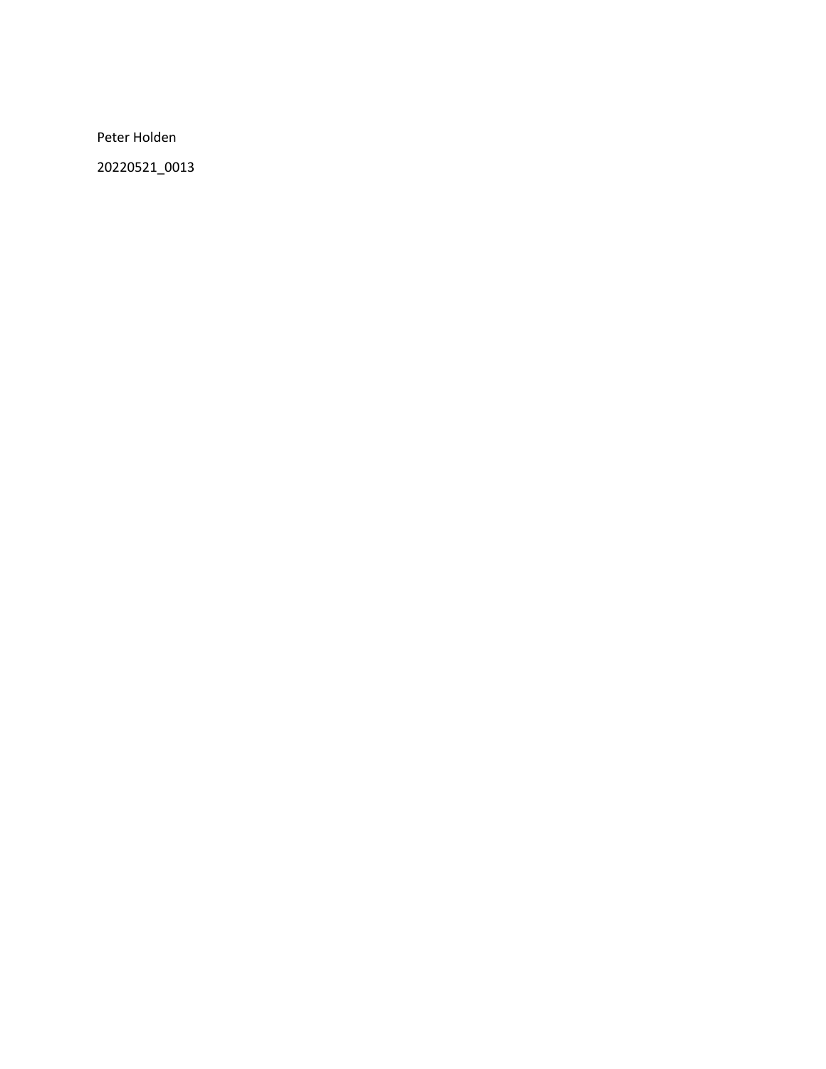Peter Holden

20220521_0013